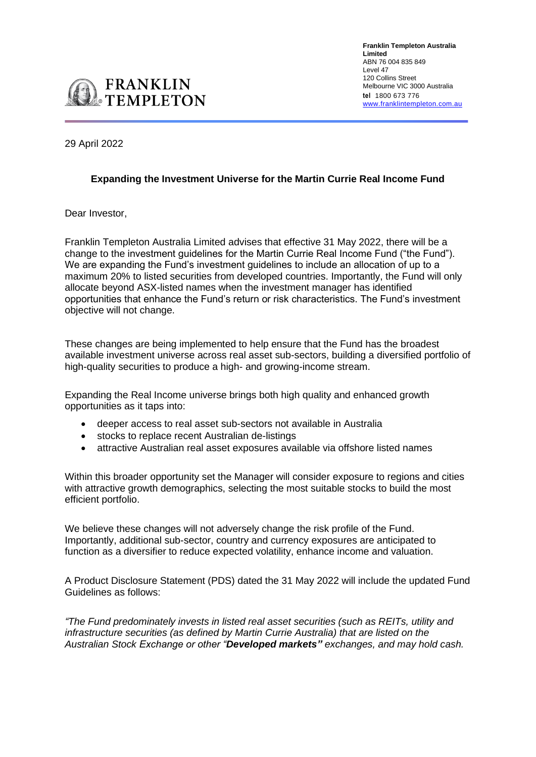**Franklin Templeton Australia Limited**
ABN 76 004 835 849
Level 47
120 Collins Street
Melbourne VIC 3000 Australia
**tel** 1800 673 776
www.franklintempleton.com.au

29 April 2022

## Expanding the Investment Universe for the Martin Currie Real Income Fund

Dear Investor,

Franklin Templeton Australia Limited advises that effective 31 May 2022, there will be a change to the investment guidelines for the Martin Currie Real Income Fund ("the Fund"). We are expanding the Fund's investment guidelines to include an allocation of up to a maximum 20% to listed securities from developed countries. Importantly, the Fund will only allocate beyond ASX-listed names when the investment manager has identified opportunities that enhance the Fund's return or risk characteristics. The Fund's investment objective will not change.

These changes are being implemented to help ensure that the Fund has the broadest available investment universe across real asset sub-sectors, building a diversified portfolio of high-quality securities to produce a high- and growing-income stream.

Expanding the Real Income universe brings both high quality and enhanced growth opportunities as it taps into:

- deeper access to real asset sub-sectors not available in Australia
- stocks to replace recent Australian de-listings
- attractive Australian real asset exposures available via offshore listed names

Within this broader opportunity set the Manager will consider exposure to regions and cities with attractive growth demographics, selecting the most suitable stocks to build the most efficient portfolio.

We believe these changes will not adversely change the risk profile of the Fund. Importantly, additional sub-sector, country and currency exposures are anticipated to function as a diversifier to reduce expected volatility, enhance income and valuation.

A Product Disclosure Statement (PDS) dated the 31 May 2022 will include the updated Fund Guidelines as follows:

*"The Fund predominately invests in listed real asset securities (such as REITs, utility and infrastructure securities (as defined by Martin Currie Australia) that are listed on the Australian Stock Exchange or other "**Developed markets"** exchanges, and may hold cash.*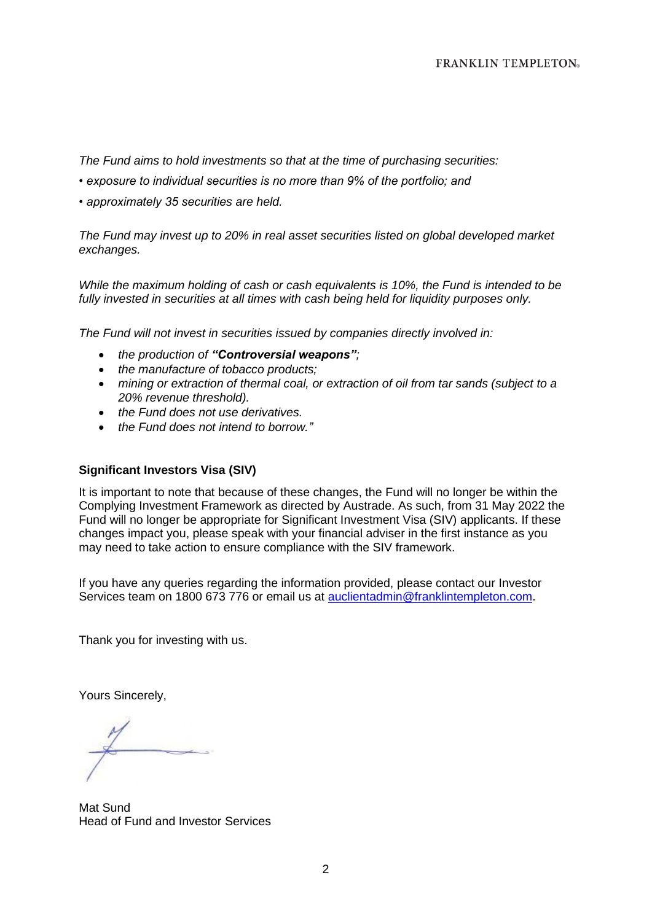*The Fund aims to hold investments so that at the time of purchasing securities:*

*• exposure to individual securities is no more than 9% of the portfolio; and*

*• approximately 35 securities are held.*

*The Fund may invest up to 20% in real asset securities listed on global developed market exchanges.*

*While the maximum holding of cash or cash equivalents is 10%, the Fund is intended to be fully invested in securities at all times with cash being held for liquidity purposes only.*

*The Fund will not invest in securities issued by companies directly involved in:*

- *the production of **"Controversial weapons"**;*
- *the manufacture of tobacco products;*
- *mining or extraction of thermal coal, or extraction of oil from tar sands (subject to a 20% revenue threshold).*
- *the Fund does not use derivatives.*
- *the Fund does not intend to borrow."*

**Significant Investors Visa (SIV)**

It is important to note that because of these changes, the Fund will no longer be within the Complying Investment Framework as directed by Austrade. As such, from 31 May 2022 the Fund will no longer be appropriate for Significant Investment Visa (SIV) applicants. If these changes impact you, please speak with your financial adviser in the first instance as you may need to take action to ensure compliance with the SIV framework.

If you have any queries regarding the information provided, please contact our Investor Services team on 1800 673 776 or email us at auclientadmin@franklintempleton.com.

Thank you for investing with us.

Yours Sincerely,

Mat Sund
Head of Fund and Investor Services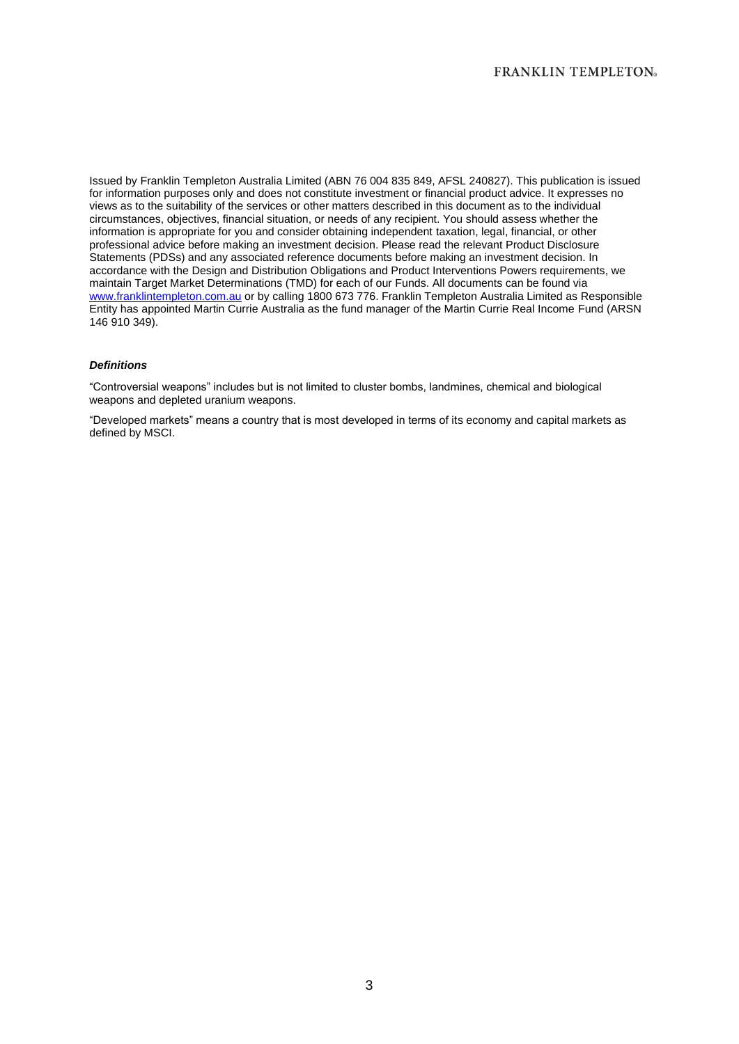Issued by Franklin Templeton Australia Limited (ABN 76 004 835 849, AFSL 240827). This publication is issued for information purposes only and does not constitute investment or financial product advice. It expresses no views as to the suitability of the services or other matters described in this document as to the individual circumstances, objectives, financial situation, or needs of any recipient. You should assess whether the information is appropriate for you and consider obtaining independent taxation, legal, financial, or other professional advice before making an investment decision. Please read the relevant Product Disclosure Statements (PDSs) and any associated reference documents before making an investment decision. In accordance with the Design and Distribution Obligations and Product Interventions Powers requirements, we maintain Target Market Determinations (TMD) for each of our Funds. All documents can be found via [www.franklintempleton.com.au](http://www.franklintempleton.com.au) or by calling 1800 673 776. Franklin Templeton Australia Limited as Responsible Entity has appointed Martin Currie Australia as the fund manager of the Martin Currie Real Income Fund (ARSN 146 910 349).

***Definitions***

"Controversial weapons" includes but is not limited to cluster bombs, landmines, chemical and biological weapons and depleted uranium weapons.

"Developed markets" means a country that is most developed in terms of its economy and capital markets as defined by MSCI.